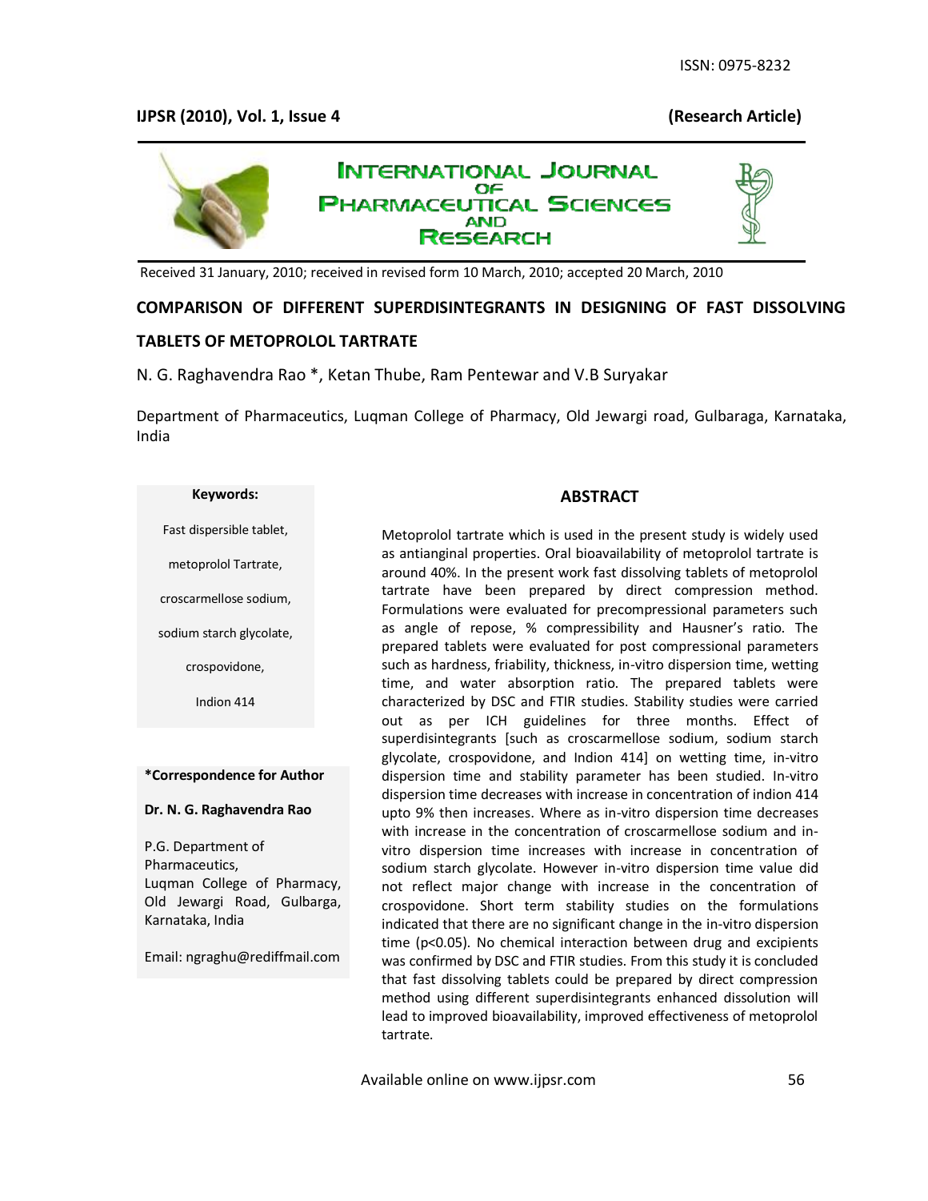ISSN: 0975-8232

**IJPSR (2010), Vol. 1, Issue 4** **(Research Article)**

INTERNATIONAL JOURNAL OF PHARMACEUTICAL SCIENCES AND RESEARCH

Received 31 January, 2010; received in revised form 10 March, 2010; accepted 20 March, 2010

# COMPARISON OF DIFFERENT SUPERDISINTEGRANTS IN DESIGNING OF FAST DISSOLVING TABLETS OF METOPROLOL TARTRATE

N. G. Raghavendra Rao *, Ketan Thube, Ram Pentewar and V.B Suryakar

Department of Pharmaceutics, Luqman College of Pharmacy, Old Jewargi road, Gulbaraga, Karnataka, India

**Keywords:**

Fast dispersible tablet,

metoprolol Tartrate,

croscarmellose sodium,

sodium starch glycolate,

crospovidone,

Indion 414

**\*Correspondence for Author**

**Dr. N. G. Raghavendra Rao**

P.G. Department of Pharmaceutics,
Luqman College of Pharmacy,
Old Jewargi Road, Gulbarga,
Karnataka, India

Email: ngraghu@rediffmail.com

## ABSTRACT

Metoprolol tartrate which is used in the present study is widely used as antianginal properties. Oral bioavailability of metoprolol tartrate is around 40%. In the present work fast dissolving tablets of metoprolol tartrate have been prepared by direct compression method. Formulations were evaluated for precompressional parameters such as angle of repose, % compressibility and Hausner's ratio. The prepared tablets were evaluated for post compressional parameters such as hardness, friability, thickness, in-vitro dispersion time, wetting time, and water absorption ratio. The prepared tablets were characterized by DSC and FTIR studies. Stability studies were carried out as per ICH guidelines for three months. Effect of superdisintegrants [such as croscarmellose sodium, sodium starch glycolate, crospovidone, and Indion 414] on wetting time, in-vitro dispersion time and stability parameter has been studied. In-vitro dispersion time decreases with increase in concentration of indion 414 upto 9% then increases. Where as in-vitro dispersion time decreases with increase in the concentration of croscarmellose sodium and in-vitro dispersion time increases with increase in concentration of sodium starch glycolate. However in-vitro dispersion time value did not reflect major change with increase in the concentration of crospovidone. Short term stability studies on the formulations indicated that there are no significant change in the in-vitro dispersion time ($p<0.05$). No chemical interaction between drug and excipients was confirmed by DSC and FTIR studies. From this study it is concluded that fast dissolving tablets could be prepared by direct compression method using different superdisintegrants enhanced dissolution will lead to improved bioavailability, improved effectiveness of metoprolol tartrate.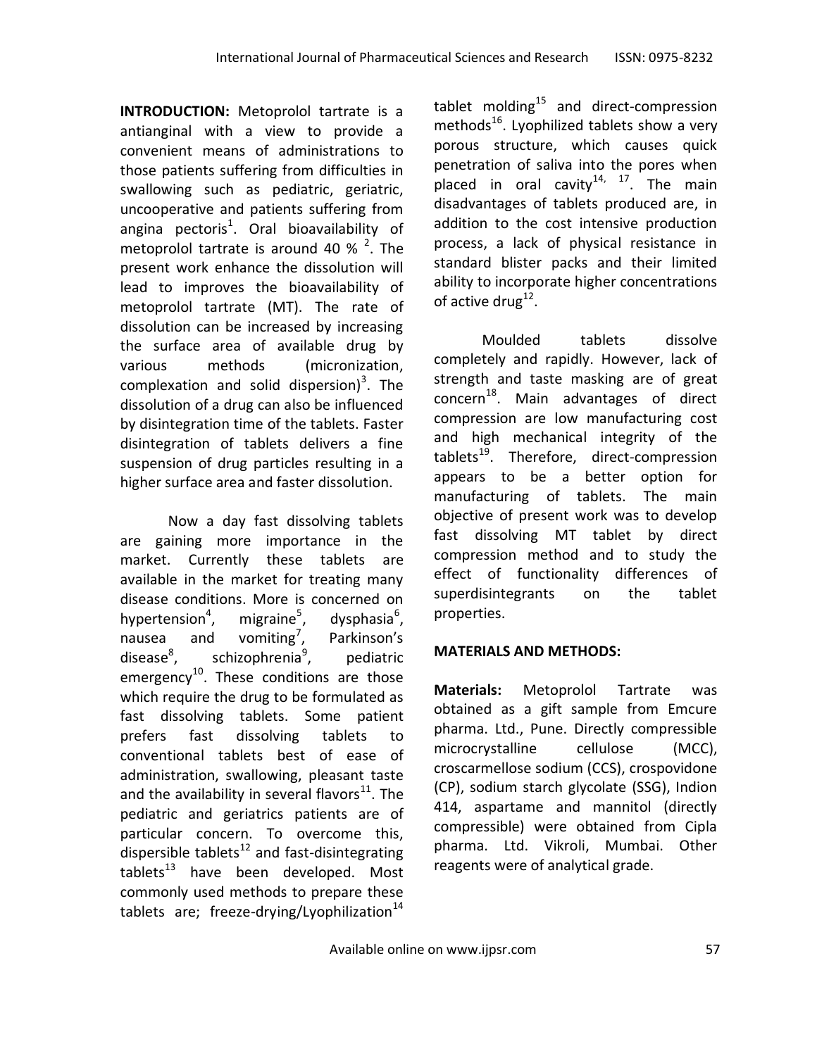**INTRODUCTION:** Metoprolol tartrate is a antianginal with a view to provide a convenient means of administrations to those patients suffering from difficulties in swallowing such as pediatric, geriatric, uncooperative and patients suffering from angina pectoris[1]. Oral bioavailability of metoprolol tartrate is around 40 % [2]. The present work enhance the dissolution will lead to improves the bioavailability of metoprolol tartrate (MT). The rate of dissolution can be increased by increasing the surface area of available drug by various methods (micronization, complexation and solid dispersion)[3]. The dissolution of a drug can also be influenced by disintegration time of the tablets. Faster disintegration of tablets delivers a fine suspension of drug particles resulting in a higher surface area and faster dissolution.

Now a day fast dissolving tablets are gaining more importance in the market. Currently these tablets are available in the market for treating many disease conditions. More is concerned on hypertension[4], migraine[5], dysphasia[6], nausea and vomiting[7], Parkinson's disease[8], schizophrenia[9], pediatric emergency[10]. These conditions are those which require the drug to be formulated as fast dissolving tablets. Some patient prefers fast dissolving tablets to conventional tablets best of ease of administration, swallowing, pleasant taste and the availability in several flavors[11]. The pediatric and geriatrics patients are of particular concern. To overcome this, dispersible tablets[12] and fast-disintegrating tablets[13] have been developed. Most commonly used methods to prepare these tablets are; freeze-drying/Lyophilization[14] tablet molding[15] and direct-compression methods[16]. Lyophilized tablets show a very porous structure, which causes quick penetration of saliva into the pores when placed in oral cavity[14, 17]. The main disadvantages of tablets produced are, in addition to the cost intensive production process, a lack of physical resistance in standard blister packs and their limited ability to incorporate higher concentrations of active drug[12].

Moulded tablets dissolve completely and rapidly. However, lack of strength and taste masking are of great concern[18]. Main advantages of direct compression are low manufacturing cost and high mechanical integrity of the tablets[19]. Therefore, direct-compression appears to be a better option for manufacturing of tablets. The main objective of present work was to develop fast dissolving MT tablet by direct compression method and to study the effect of functionality differences of superdisintegrants on the tablet properties.

**MATERIALS AND METHODS:**

**Materials:** Metoprolol Tartrate was obtained as a gift sample from Emcure pharma. Ltd., Pune. Directly compressible microcrystalline cellulose (MCC), croscarmellose sodium (CCS), crospovidone (CP), sodium starch glycolate (SSG), Indion 414, aspartame and mannitol (directly compressible) were obtained from Cipla pharma. Ltd. Vikroli, Mumbai. Other reagents were of analytical grade.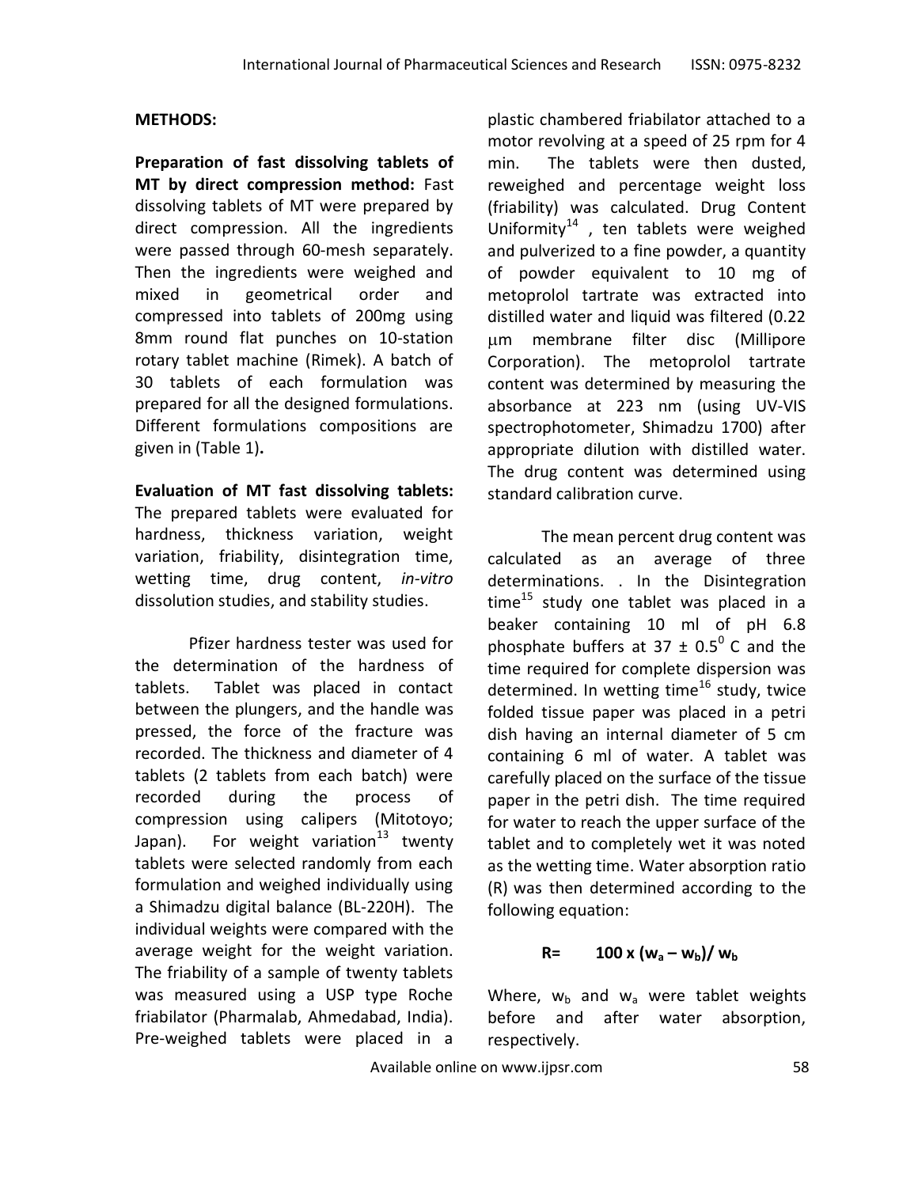**METHODS:**

**Preparation of fast dissolving tablets of MT by direct compression method:** Fast dissolving tablets of MT were prepared by direct compression. All the ingredients were passed through 60-mesh separately. Then the ingredients were weighed and mixed in geometrical order and compressed into tablets of 200mg using 8mm round flat punches on 10-station rotary tablet machine (Rimek). A batch of 30 tablets of each formulation was prepared for all the designed formulations. Different formulations compositions are given in (Table 1)**.**

**Evaluation of MT fast dissolving tablets:** The prepared tablets were evaluated for hardness, thickness variation, weight variation, friability, disintegration time, wetting time, drug content, *in-vitro* dissolution studies, and stability studies.

Pfizer hardness tester was used for the determination of the hardness of tablets. Tablet was placed in contact between the plungers, and the handle was pressed, the force of the fracture was recorded. The thickness and diameter of 4 tablets (2 tablets from each batch) were recorded during the process of compression using calipers (Mitotoyo; Japan). For weight variation[13] twenty tablets were selected randomly from each formulation and weighed individually using a Shimadzu digital balance (BL-220H). The individual weights were compared with the average weight for the weight variation. The friability of a sample of twenty tablets was measured using a USP type Roche friabilator (Pharmalab, Ahmedabad, India). Pre-weighed tablets were placed in a plastic chambered friabilator attached to a motor revolving at a speed of 25 rpm for 4 min. The tablets were then dusted, reweighed and percentage weight loss (friability) was calculated. Drug Content Uniformity[14] , ten tablets were weighed and pulverized to a fine powder, a quantity of powder equivalent to 10 mg of metoprolol tartrate was extracted into distilled water and liquid was filtered (0.22 μm membrane filter disc (Millipore Corporation). The metoprolol tartrate content was determined by measuring the absorbance at 223 nm (using UV-VIS spectrophotometer, Shimadzu 1700) after appropriate dilution with distilled water. The drug content was determined using standard calibration curve.

The mean percent drug content was calculated as an average of three determinations. . In the Disintegration time[15] study one tablet was placed in a beaker containing 10 ml of pH 6.8 phosphate buffers at $37 \pm 0.5^{0}$ C and the time required for complete dispersion was determined. In wetting time[16] study, twice folded tissue paper was placed in a petri dish having an internal diameter of 5 cm containing 6 ml of water. A tablet was carefully placed on the surface of the tissue paper in the petri dish. The time required for water to reach the upper surface of the tablet and to completely wet it was noted as the wetting time. Water absorption ratio (R) was then determined according to the following equation:

$$R = 100 \times (w_a - w_b) / w_b$$

Where, $w_b$ and $w_a$ were tablet weights before and after water absorption, respectively.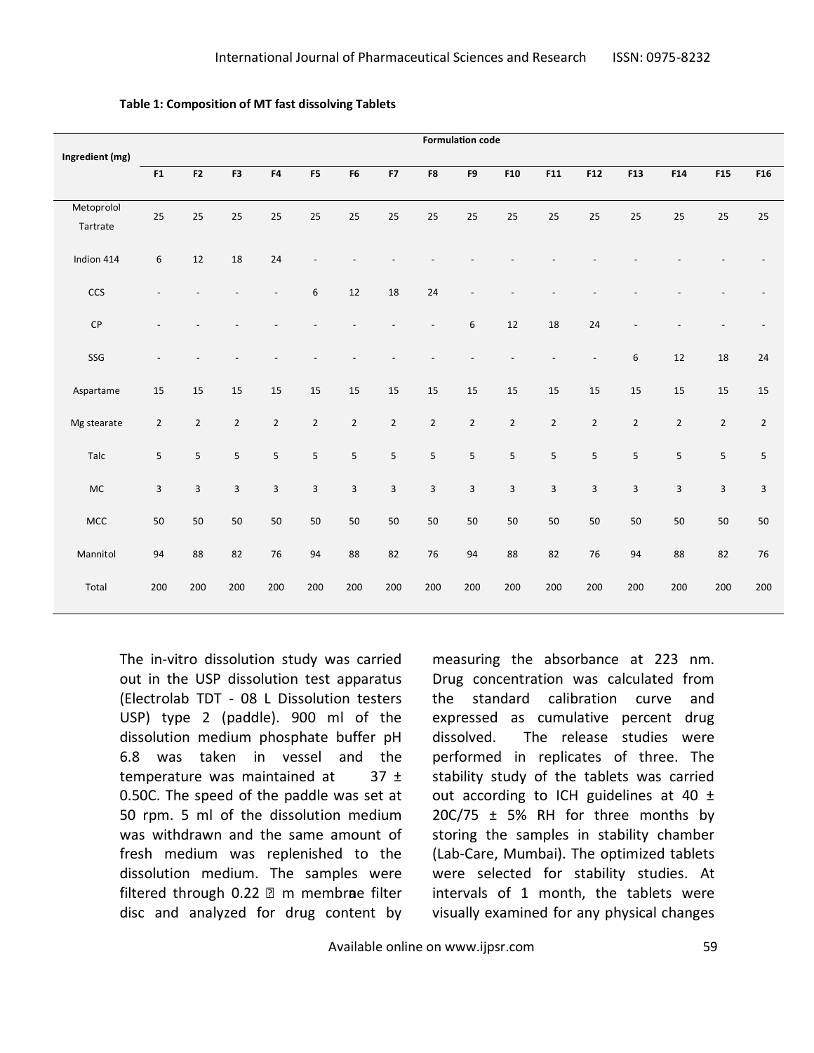**Table 1: Composition of MT fast dissolving Tablets**

| Ingredient (mg) | Formulation code | | | | | | | | | | | | | | | |
|---|---|---|---|---|---|---|---|---|---|---|---|---|---|---|---|---|
| | F1 | F2 | F3 | F4 | F5 | F6 | F7 | F8 | F9 | F10 | F11 | F12 | F13 | F14 | F15 | F16 |
| Metoprolol Tartrate | 25 | 25 | 25 | 25 | 25 | 25 | 25 | 25 | 25 | 25 | 25 | 25 | 25 | 25 | 25 | 25 |
| Indion 414 | 6 | 12 | 18 | 24 | - | - | - | - | - | - | - | - | - | - | - | - |
| CCS | - | - | - | - | 6 | 12 | 18 | 24 | - | - | - | - | - | - | - | - |
| CP | - | - | - | - | - | - | - | - | 6 | 12 | 18 | 24 | - | - | - | - |
| SSG | - | - | - | - | - | - | - | - | - | - | - | - | 6 | 12 | 18 | 24 |
| Aspartame | 15 | 15 | 15 | 15 | 15 | 15 | 15 | 15 | 15 | 15 | 15 | 15 | 15 | 15 | 15 | 15 |
| Mg stearate | 2 | 2 | 2 | 2 | 2 | 2 | 2 | 2 | 2 | 2 | 2 | 2 | 2 | 2 | 2 | 2 |
| Talc | 5 | 5 | 5 | 5 | 5 | 5 | 5 | 5 | 5 | 5 | 5 | 5 | 5 | 5 | 5 | 5 |
| MC | 3 | 3 | 3 | 3 | 3 | 3 | 3 | 3 | 3 | 3 | 3 | 3 | 3 | 3 | 3 | 3 |
| MCC | 50 | 50 | 50 | 50 | 50 | 50 | 50 | 50 | 50 | 50 | 50 | 50 | 50 | 50 | 50 | 50 |
| Mannitol | 94 | 88 | 82 | 76 | 94 | 88 | 82 | 76 | 94 | 88 | 82 | 76 | 94 | 88 | 82 | 76 |
| Total | 200 | 200 | 200 | 200 | 200 | 200 | 200 | 200 | 200 | 200 | 200 | 200 | 200 | 200 | 200 | 200 |

The in-vitro dissolution study was carried out in the USP dissolution test apparatus (Electrolab TDT - 08 L Dissolution testers USP) type 2 (paddle). 900 ml of the dissolution medium phosphate buffer pH 6.8 was taken in vessel and the temperature was maintained at 37 ± 0.50C. The speed of the paddle was set at 50 rpm. 5 ml of the dissolution medium was withdrawn and the same amount of fresh medium was replenished to the dissolution medium. The samples were filtered through 0.22 μm membrane filter disc and analyzed for drug content by measuring the absorbance at 223 nm. Drug concentration was calculated from the standard calibration curve and expressed as cumulative percent drug dissolved. The release studies were performed in replicates of three. The stability study of the tablets was carried out according to ICH guidelines at 40 ± 20C/75 ± 5% RH for three months by storing the samples in stability chamber (Lab-Care, Mumbai). The optimized tablets were selected for stability studies. At intervals of 1 month, the tablets were visually examined for any physical changes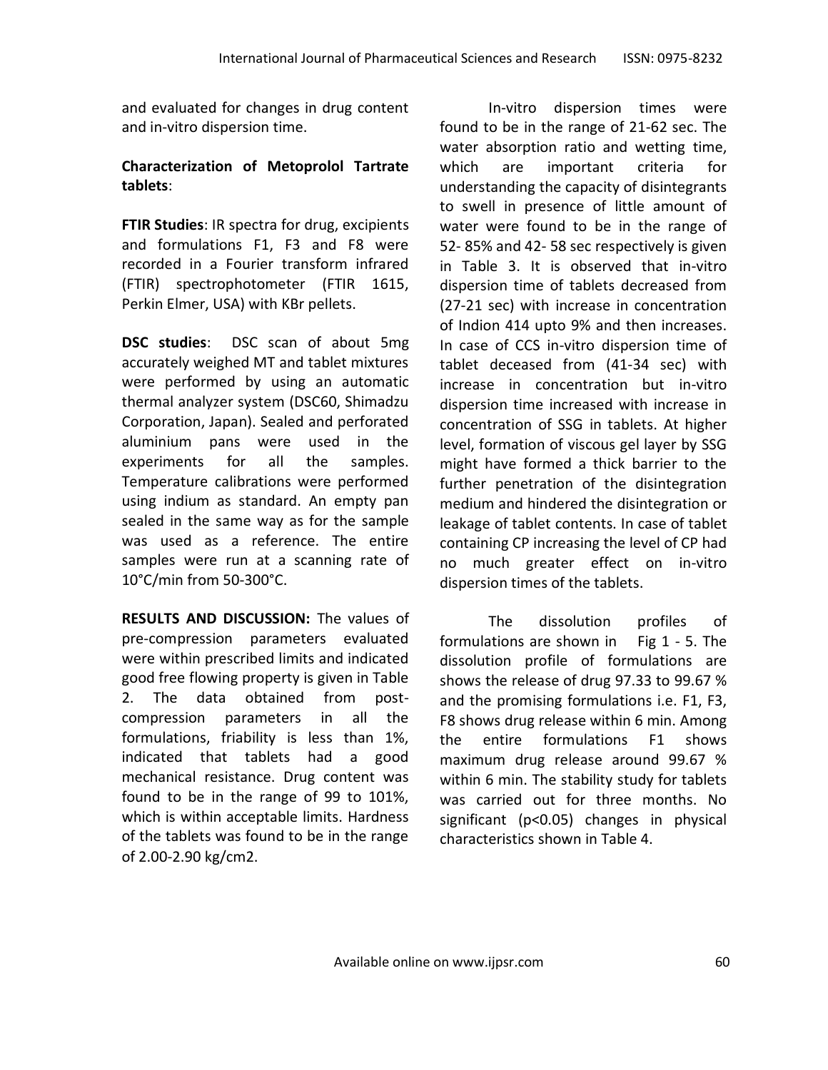and evaluated for changes in drug content and in-vitro dispersion time.

**Characterization of Metoprolol Tartrate tablets**:

**FTIR Studies**: IR spectra for drug, excipients and formulations F1, F3 and F8 were recorded in a Fourier transform infrared (FTIR) spectrophotometer (FTIR 1615, Perkin Elmer, USA) with KBr pellets.

**DSC studies**: DSC scan of about 5mg accurately weighed MT and tablet mixtures were performed by using an automatic thermal analyzer system (DSC60, Shimadzu Corporation, Japan). Sealed and perforated aluminium pans were used in the experiments for all the samples. Temperature calibrations were performed using indium as standard. An empty pan sealed in the same way as for the sample was used as a reference. The entire samples were run at a scanning rate of 10°C/min from 50-300°C.

**RESULTS AND DISCUSSION:** The values of pre-compression parameters evaluated were within prescribed limits and indicated good free flowing property is given in Table 2. The data obtained from post-compression parameters in all the formulations, friability is less than 1%, indicated that tablets had a good mechanical resistance. Drug content was found to be in the range of 99 to 101%, which is within acceptable limits. Hardness of the tablets was found to be in the range of 2.00-2.90 kg/cm2.

In-vitro dispersion times were found to be in the range of 21-62 sec. The water absorption ratio and wetting time, which are important criteria for understanding the capacity of disintegrants to swell in presence of little amount of water were found to be in the range of 52- 85% and 42- 58 sec respectively is given in Table 3. It is observed that in-vitro dispersion time of tablets decreased from (27-21 sec) with increase in concentration of Indion 414 upto 9% and then increases. In case of CCS in-vitro dispersion time of tablet deceased from (41-34 sec) with increase in concentration but in-vitro dispersion time increased with increase in concentration of SSG in tablets. At higher level, formation of viscous gel layer by SSG might have formed a thick barrier to the further penetration of the disintegration medium and hindered the disintegration or leakage of tablet contents. In case of tablet containing CP increasing the level of CP had no much greater effect on in-vitro dispersion times of the tablets.

The dissolution profiles of formulations are shown in Fig 1 - 5. The dissolution profile of formulations are shows the release of drug 97.33 to 99.67 % and the promising formulations i.e. F1, F3, F8 shows drug release within 6 min. Among the entire formulations F1 shows maximum drug release around 99.67 % within 6 min. The stability study for tablets was carried out for three months. No significant ($p<0.05$) changes in physical characteristics shown in Table 4.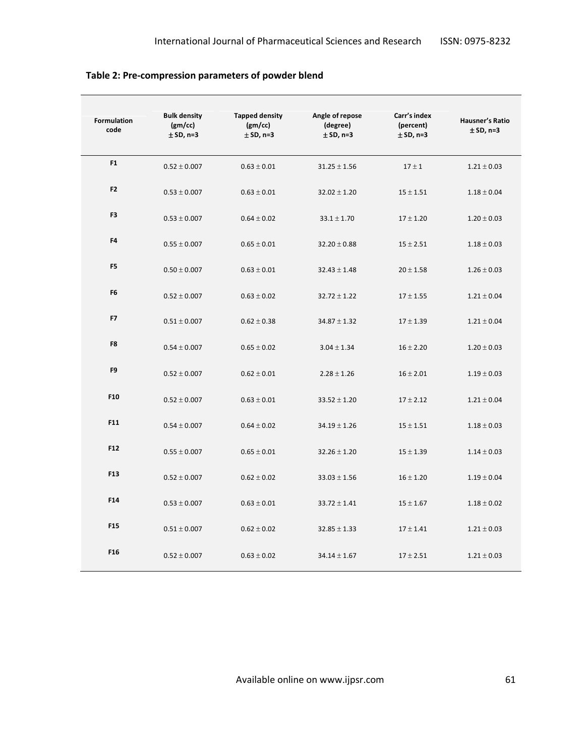**Table 2: Pre-compression parameters of powder blend**

| Formulation code | Bulk density (gm/cc) ± SD, n=3 | Tapped density (gm/cc) ± SD, n=3 | Angle of repose (degree) ± SD, n=3 | Carr's index (percent) ± SD, n=3 | Hausner's Ratio ± SD, n=3 |
|---|---|---|---|---|---|
| F1 | 0.52 ± 0.007 | 0.63 ± 0.01 | 31.25 ± 1.56 | 17 ± 1 | 1.21 ± 0.03 |
| F2 | 0.53 ± 0.007 | 0.63 ± 0.01 | 32.02 ± 1.20 | 15 ± 1.51 | 1.18 ± 0.04 |
| F3 | 0.53 ± 0.007 | 0.64 ± 0.02 | 33.1 ± 1.70 | 17 ± 1.20 | 1.20 ± 0.03 |
| F4 | 0.55 ± 0.007 | 0.65 ± 0.01 | 32.20 ± 0.88 | 15 ± 2.51 | 1.18 ± 0.03 |
| F5 | 0.50 ± 0.007 | 0.63 ± 0.01 | 32.43 ± 1.48 | 20 ± 1.58 | 1.26 ± 0.03 |
| F6 | 0.52 ± 0.007 | 0.63 ± 0.02 | 32.72 ± 1.22 | 17 ± 1.55 | 1.21 ± 0.04 |
| F7 | 0.51 ± 0.007 | 0.62 ± 0.38 | 34.87 ± 1.32 | 17 ± 1.39 | 1.21 ± 0.04 |
| F8 | 0.54 ± 0.007 | 0.65 ± 0.02 | 3.04 ± 1.34 | 16 ± 2.20 | 1.20 ± 0.03 |
| F9 | 0.52 ± 0.007 | 0.62 ± 0.01 | 2.28 ± 1.26 | 16 ± 2.01 | 1.19 ± 0.03 |
| F10 | 0.52 ± 0.007 | 0.63 ± 0.01 | 33.52 ± 1.20 | 17 ± 2.12 | 1.21 ± 0.04 |
| F11 | 0.54 ± 0.007 | 0.64 ± 0.02 | 34.19 ± 1.26 | 15 ± 1.51 | 1.18 ± 0.03 |
| F12 | 0.55 ± 0.007 | 0.65 ± 0.01 | 32.26 ± 1.20 | 15 ± 1.39 | 1.14 ± 0.03 |
| F13 | 0.52 ± 0.007 | 0.62 ± 0.02 | 33.03 ± 1.56 | 16 ± 1.20 | 1.19 ± 0.04 |
| F14 | 0.53 ± 0.007 | 0.63 ± 0.01 | 33.72 ± 1.41 | 15 ± 1.67 | 1.18 ± 0.02 |
| F15 | 0.51 ± 0.007 | 0.62 ± 0.02 | 32.85 ± 1.33 | 17 ± 1.41 | 1.21 ± 0.03 |
| F16 | 0.52 ± 0.007 | 0.63 ± 0.02 | 34.14 ± 1.67 | 17 ± 2.51 | 1.21 ± 0.03 |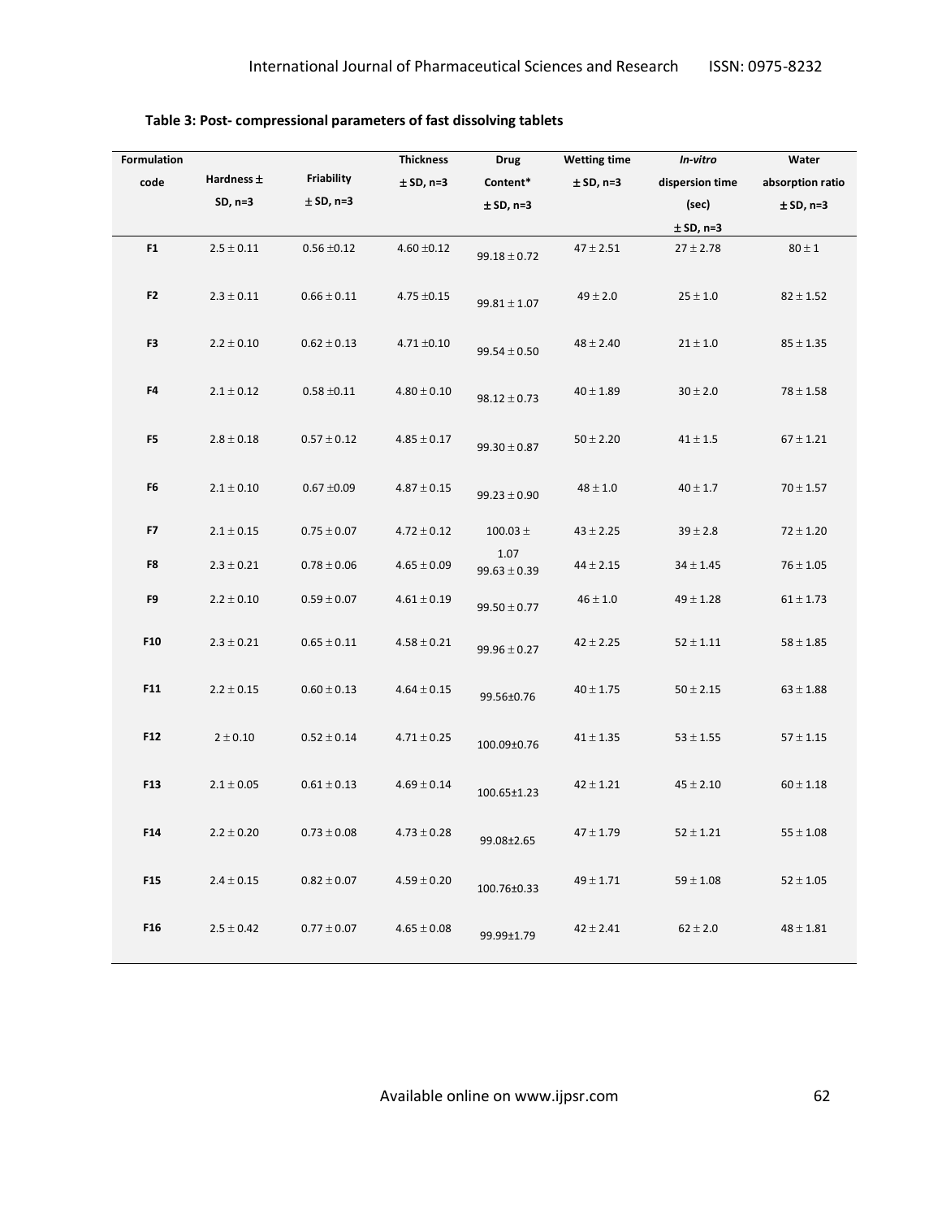**Table 3: Post- compressional parameters of fast dissolving tablets**

| Formulation code | Hardness ± SD, n=3 | Friability ± SD, n=3 | Thickness ± SD, n=3 | Drug Content* ± SD, n=3 | Wetting time ± SD, n=3 | *In-vitro* dispersion time (sec) ± SD, n=3 | Water absorption ratio ± SD, n=3 |
|---|---|---|---|---|---|---|---|
| F1 | 2.5 ± 0.11 | 0.56 ±0.12 | 4.60 ±0.12 | 99.18 ± 0.72 | 47 ± 2.51 | 27 ± 2.78 | 80 ± 1 |
| F2 | 2.3 ± 0.11 | 0.66 ± 0.11 | 4.75 ±0.15 | 99.81 ± 1.07 | 49 ± 2.0 | 25 ± 1.0 | 82 ± 1.52 |
| F3 | 2.2 ± 0.10 | 0.62 ± 0.13 | 4.71 ±0.10 | 99.54 ± 0.50 | 48 ± 2.40 | 21 ± 1.0 | 85 ± 1.35 |
| F4 | 2.1 ± 0.12 | 0.58 ±0.11 | 4.80 ± 0.10 | 98.12 ± 0.73 | 40 ± 1.89 | 30 ± 2.0 | 78 ± 1.58 |
| F5 | 2.8 ± 0.18 | 0.57 ± 0.12 | 4.85 ± 0.17 | 99.30 ± 0.87 | 50 ± 2.20 | 41 ± 1.5 | 67 ± 1.21 |
| F6 | 2.1 ± 0.10 | 0.67 ±0.09 | 4.87 ± 0.15 | 99.23 ± 0.90 | 48 ± 1.0 | 40 ± 1.7 | 70 ± 1.57 |
| F7 | 2.1 ± 0.15 | 0.75 ± 0.07 | 4.72 ± 0.12 | 100.03 ± 1.07 | 43 ± 2.25 | 39 ± 2.8 | 72 ± 1.20 |
| F8 | 2.3 ± 0.21 | 0.78 ± 0.06 | 4.65 ± 0.09 | 99.63 ± 0.39 | 44 ± 2.15 | 34 ± 1.45 | 76 ± 1.05 |
| F9 | 2.2 ± 0.10 | 0.59 ± 0.07 | 4.61 ± 0.19 | 99.50 ± 0.77 | 46 ± 1.0 | 49 ± 1.28 | 61 ± 1.73 |
| F10 | 2.3 ± 0.21 | 0.65 ± 0.11 | 4.58 ± 0.21 | 99.96 ± 0.27 | 42 ± 2.25 | 52 ± 1.11 | 58 ± 1.85 |
| F11 | 2.2 ± 0.15 | 0.60 ± 0.13 | 4.64 ± 0.15 | 99.56±0.76 | 40 ± 1.75 | 50 ± 2.15 | 63 ± 1.88 |
| F12 | 2 ± 0.10 | 0.52 ± 0.14 | 4.71 ± 0.25 | 100.09±0.76 | 41 ± 1.35 | 53 ± 1.55 | 57 ± 1.15 |
| F13 | 2.1 ± 0.05 | 0.61 ± 0.13 | 4.69 ± 0.14 | 100.65±1.23 | 42 ± 1.21 | 45 ± 2.10 | 60 ± 1.18 |
| F14 | 2.2 ± 0.20 | 0.73 ± 0.08 | 4.73 ± 0.28 | 99.08±2.65 | 47 ± 1.79 | 52 ± 1.21 | 55 ± 1.08 |
| F15 | 2.4 ± 0.15 | 0.82 ± 0.07 | 4.59 ± 0.20 | 100.76±0.33 | 49 ± 1.71 | 59 ± 1.08 | 52 ± 1.05 |
| F16 | 2.5 ± 0.42 | 0.77 ± 0.07 | 4.65 ± 0.08 | 99.99±1.79 | 42 ± 2.41 | 62 ± 2.0 | 48 ± 1.81 |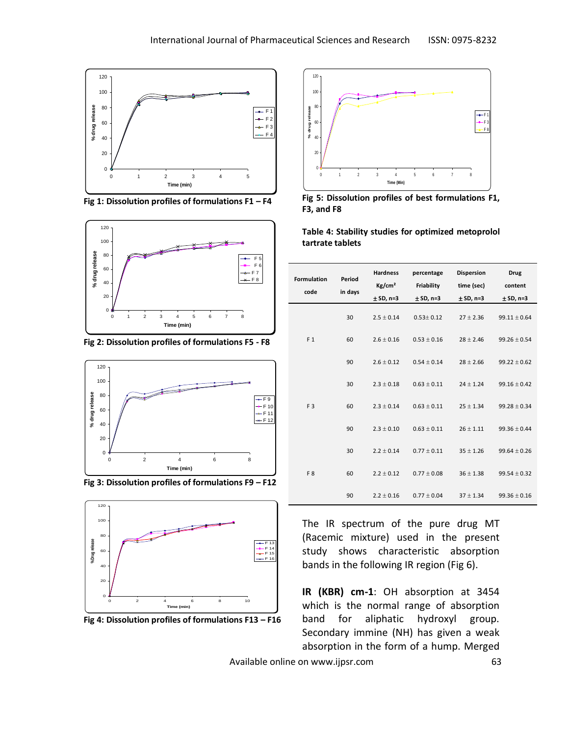Fig 1: Dissolution profiles of formulations F1 – F4

Fig 2: Dissolution profiles of formulations F5 - F8

Fig 3: Dissolution profiles of formulations F9 – F12

Fig 4: Dissolution profiles of formulations F13 – F16

Fig 5: Dissolution profiles of best formulations F1, F3, and F8

**Table 4: Stability studies for optimized metoprolol tartrate tablets**

| Formulation code | Period in days | Hardness Kg/cm² ± SD, n=3 | percentage Friability ± SD, n=3 | Dispersion time (sec) ± SD, n=3 | Drug content ± SD, n=3 |
|---|---|---|---|---|---|
| F 1 | 30 | 2.5 ± 0.14 | 0.53± 0.12 | 27 ± 2.36 | 99.11 ± 0.64 |
| | 60 | 2.6 ± 0.16 | 0.53 ± 0.16 | 28 ± 2.46 | 99.26 ± 0.54 |
| | 90 | 2.6 ± 0.12 | 0.54 ± 0.14 | 28 ± 2.66 | 99.22 ± 0.62 |
| F 3 | 30 | 2.3 ± 0.18 | 0.63 ± 0.11 | 24 ± 1.24 | 99.16 ± 0.42 |
| | 60 | 2.3 ± 0.14 | 0.63 ± 0.11 | 25 ± 1.34 | 99.28 ± 0.34 |
| | 90 | 2.3 ± 0.10 | 0.63 ± 0.11 | 26 ± 1.11 | 99.36 ± 0.44 |
| F 8 | 30 | 2.2 ± 0.14 | 0.77 ± 0.11 | 35 ± 1.26 | 99.64 ± 0.26 |
| | 60 | 2.2 ± 0.12 | 0.77 ± 0.08 | 36 ± 1.38 | 99.54 ± 0.32 |
| | 90 | 2.2 ± 0.16 | 0.77 ± 0.04 | 37 ± 1.34 | 99.36 ± 0.16 |

The IR spectrum of the pure drug MT (Racemic mixture) used in the present study shows characteristic absorption bands in the following IR region (Fig 6).

**IR (KBR) cm-1**: OH absorption at 3454 which is the normal range of absorption band for aliphatic hydroxyl group. Secondary immine (NH) has given a weak absorption in the form of a hump. Merged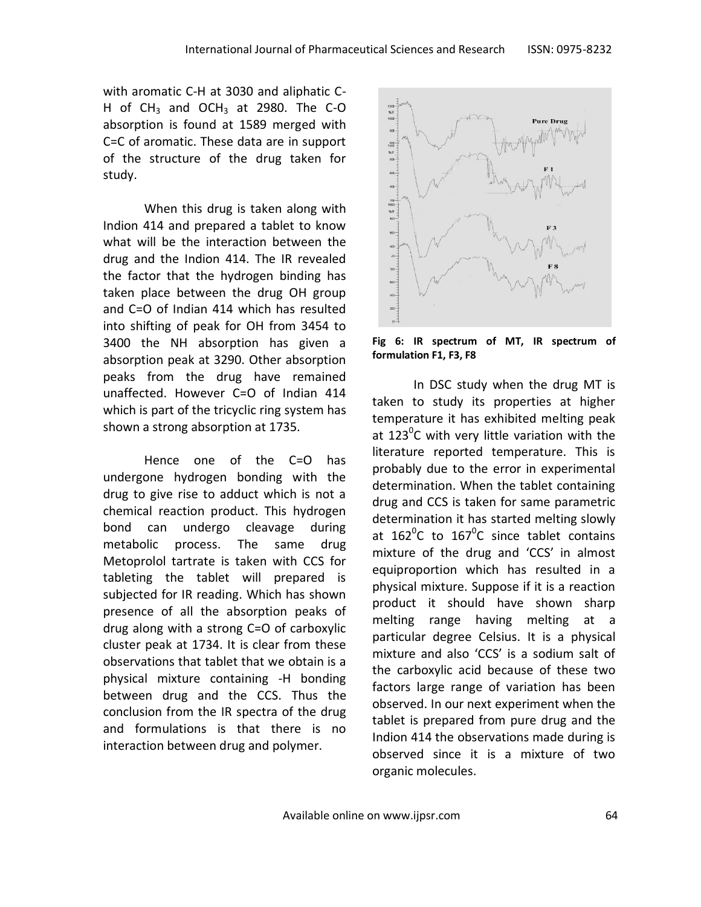with aromatic C-H at 3030 and aliphatic C-H of $CH_3$ and $OCH_3$ at 2980. The C-O absorption is found at 1589 merged with C=C of aromatic. These data are in support of the structure of the drug taken for study.

When this drug is taken along with Indion 414 and prepared a tablet to know what will be the interaction between the drug and the Indion 414. The IR revealed the factor that the hydrogen binding has taken place between the drug OH group and C=O of Indian 414 which has resulted into shifting of peak for OH from 3454 to 3400 the NH absorption has given a absorption peak at 3290. Other absorption peaks from the drug have remained unaffected. However C=O of Indian 414 which is part of the tricyclic ring system has shown a strong absorption at 1735.

Hence one of the C=O has undergone hydrogen bonding with the drug to give rise to adduct which is not a chemical reaction product. This hydrogen bond can undergo cleavage during metabolic process. The same drug Metoprolol tartrate is taken with CCS for tableting the tablet will prepared is subjected for IR reading. Which has shown presence of all the absorption peaks of drug along with a strong C=O of carboxylic cluster peak at 1734. It is clear from these observations that tablet that we obtain is a physical mixture containing -H bonding between drug and the CCS. Thus the conclusion from the IR spectra of the drug and formulations is that there is no interaction between drug and polymer.

**Fig 6: IR spectrum of MT, IR spectrum of formulation F1, F3, F8**

In DSC study when the drug MT is taken to study its properties at higher temperature it has exhibited melting peak at 123$^0$C with very little variation with the literature reported temperature. This is probably due to the error in experimental determination. When the tablet containing drug and CCS is taken for same parametric determination it has started melting slowly at 162$^0$C to 167$^0$C since tablet contains mixture of the drug and 'CCS' in almost equiproportion which has resulted in a physical mixture. Suppose if it is a reaction product it should have shown sharp melting range having melting at a particular degree Celsius. It is a physical mixture and also 'CCS' is a sodium salt of the carboxylic acid because of these two factors large range of variation has been observed. In our next experiment when the tablet is prepared from pure drug and the Indion 414 the observations made during is observed since it is a mixture of two organic molecules.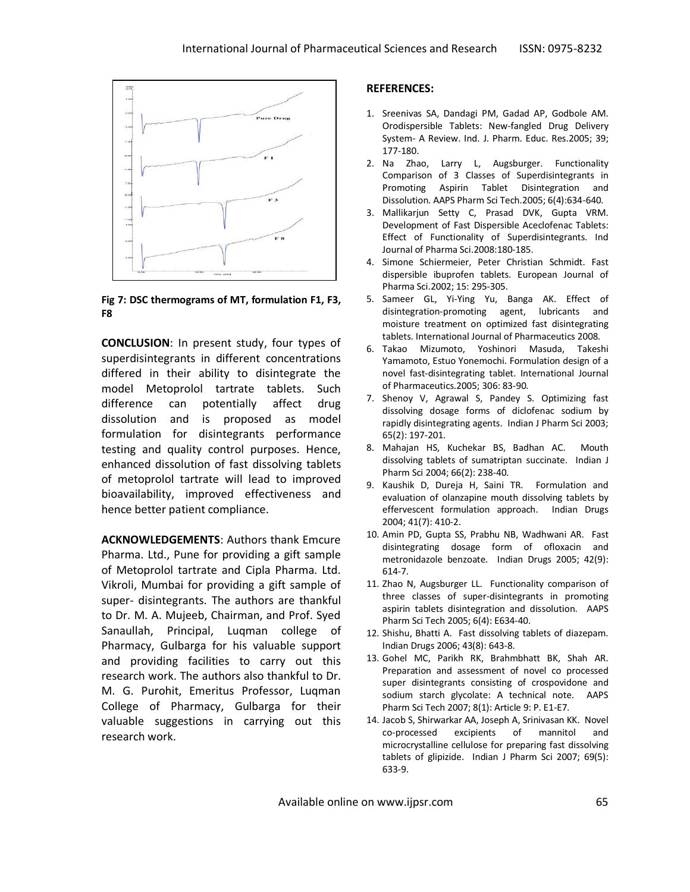Fig 7: DSC thermograms of MT, formulation F1, F3, F8

**CONCLUSION**: In present study, four types of superdisintegrants in different concentrations differed in their ability to disintegrate the model Metoprolol tartrate tablets. Such difference can potentially affect drug dissolution and is proposed as model formulation for disintegrants performance testing and quality control purposes. Hence, enhanced dissolution of fast dissolving tablets of metoprolol tartrate will lead to improved bioavailability, improved effectiveness and hence better patient compliance.

**ACKNOWLEDGEMENTS**: Authors thank Emcure Pharma. Ltd., Pune for providing a gift sample of Metoprolol tartrate and Cipla Pharma. Ltd. Vikroli, Mumbai for providing a gift sample of super- disintegrants. The authors are thankful to Dr. M. A. Mujeeb, Chairman, and Prof. Syed Sanaullah, Principal, Luqman college of Pharmacy, Gulbarga for his valuable support and providing facilities to carry out this research work. The authors also thankful to Dr. M. G. Purohit, Emeritus Professor, Luqman College of Pharmacy, Gulbarga for their valuable suggestions in carrying out this research work.

**REFERENCES:**

1. Sreenivas SA, Dandagi PM, Gadad AP, Godbole AM. Orodispersible Tablets: New-fangled Drug Delivery System- A Review. Ind. J. Pharm. Educ. Res.2005; 39; 177-180.
2. Na Zhao, Larry L, Augsburger. Functionality Comparison of 3 Classes of Superdisintegrants in Promoting Aspirin Tablet Disintegration and Dissolution. AAPS Pharm Sci Tech.2005; 6(4):634-640.
3. Mallikarjun Setty C, Prasad DVK, Gupta VRM. Development of Fast Dispersible Aceclofenac Tablets: Effect of Functionality of Superdisintegrants. Ind Journal of Pharma Sci.2008:180-185.
4. Simone Schiermeier, Peter Christian Schmidt. Fast dispersible ibuprofen tablets. European Journal of Pharma Sci.2002; 15: 295-305.
5. Sameer GL, Yi-Ying Yu, Banga AK. Effect of disintegration-promoting agent, lubricants and moisture treatment on optimized fast disintegrating tablets. International Journal of Pharmaceutics 2008.
6. Takao Mizumoto, Yoshinori Masuda, Takeshi Yamamoto, Estuo Yonemochi. Formulation design of a novel fast-disintegrating tablet. International Journal of Pharmaceutics.2005; 306: 83-90.
7. Shenoy V, Agrawal S, Pandey S. Optimizing fast dissolving dosage forms of diclofenac sodium by rapidly disintegrating agents. Indian J Pharm Sci 2003; 65(2): 197-201.
8. Mahajan HS, Kuchekar BS, Badhan AC. Mouth dissolving tablets of sumatriptan succinate. Indian J Pharm Sci 2004; 66(2): 238-40.
9. Kaushik D, Dureja H, Saini TR. Formulation and evaluation of olanzapine mouth dissolving tablets by effervescent formulation approach. Indian Drugs 2004; 41(7): 410-2.
10. Amin PD, Gupta SS, Prabhu NB, Wadhwani AR. Fast disintegrating dosage form of ofloxacin and metronidazole benzoate. Indian Drugs 2005; 42(9): 614-7.
11. Zhao N, Augsburger LL. Functionality comparison of three classes of super-disintegrants in promoting aspirin tablets disintegration and dissolution. AAPS Pharm Sci Tech 2005; 6(4): E634-40.
12. Shishu, Bhatti A. Fast dissolving tablets of diazepam. Indian Drugs 2006; 43(8): 643-8.
13. Gohel MC, Parikh RK, Brahmbhatt BK, Shah AR. Preparation and assessment of novel co processed super disintegrants consisting of crospovidone and sodium starch glycolate: A technical note. AAPS Pharm Sci Tech 2007; 8(1): Article 9: P. E1-E7.
14. Jacob S, Shirwarkar AA, Joseph A, Srinivasan KK. Novel co-processed excipients of mannitol and microcrystalline cellulose for preparing fast dissolving tablets of glipizide. Indian J Pharm Sci 2007; 69(5): 633-9.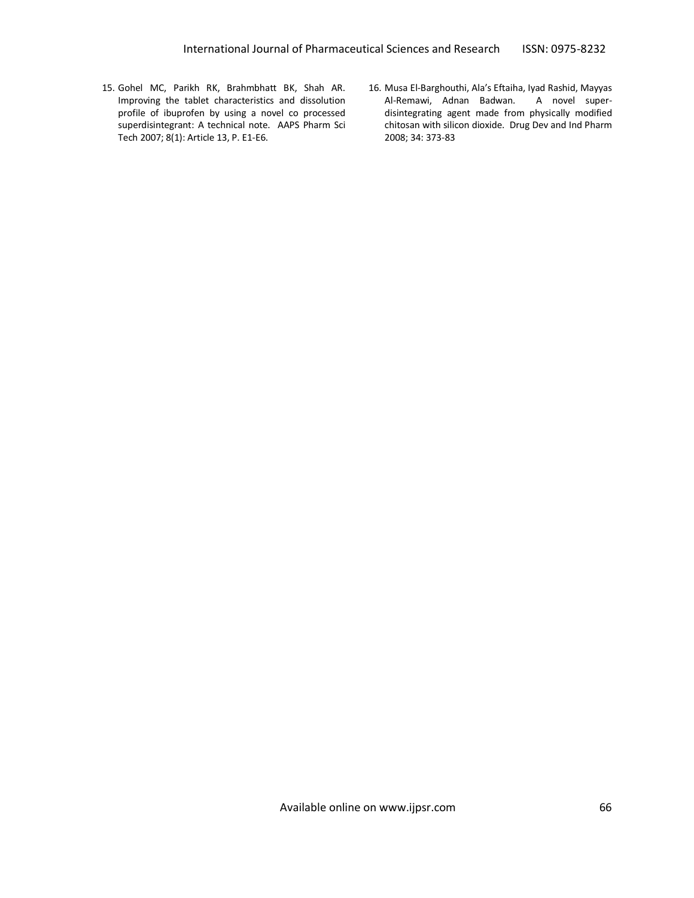15. Gohel MC, Parikh RK, Brahmbhatt BK, Shah AR. Improving the tablet characteristics and dissolution profile of ibuprofen by using a novel co processed superdisintegrant: A technical note. AAPS Pharm Sci Tech 2007; 8(1): Article 13, P. E1-E6.
16. Musa El-Barghouthi, Ala's Eftaiha, Iyad Rashid, Mayyas Al-Remawi, Adnan Badwan. A novel super-disintegrating agent made from physically modified chitosan with silicon dioxide. Drug Dev and Ind Pharm 2008; 34: 373-83